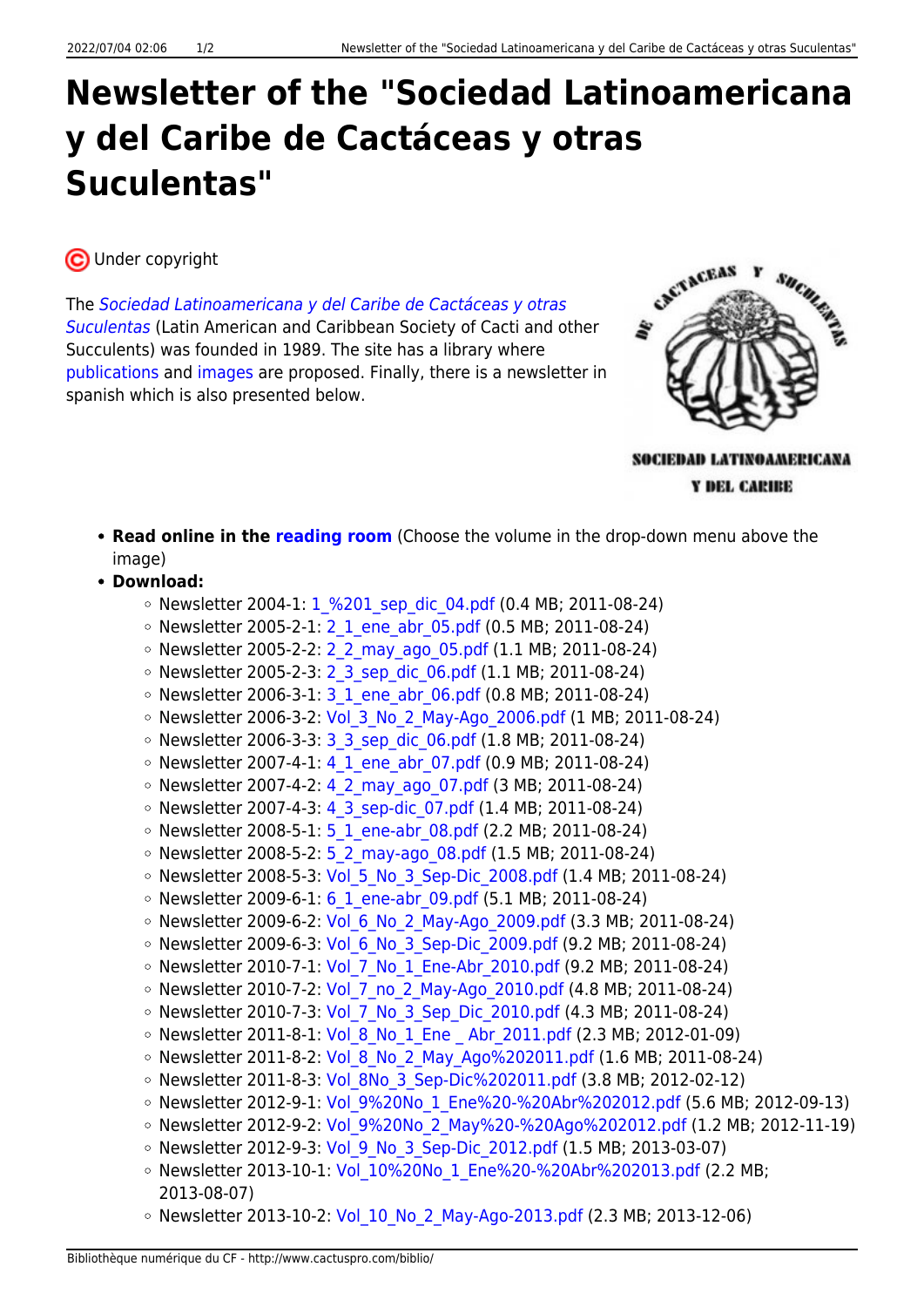# Newsletter of the "Sociedad Latinoamericana y del Caribe de Cactáceas y otras Suculentas"

Under copyright

The *Sociedad Latinoamericana y del Caribe de Cactáceas y otras Suculentas* (Latin American and Caribbean Society of Cacti and other Succulents) was founded in 1989. The site has a library where publications and images are proposed. Finally, there is a newsletter in spanish which is also presented below.

- **Read online in the reading room** (Choose the volume in the drop-down menu above the image)
- **Download:**
  - Newsletter 2004-1: 1_%201_sep_dic_04.pdf (0.4 MB; 2011-08-24)
  - Newsletter 2005-2-1: 2_1_ene_abr_05.pdf (0.5 MB; 2011-08-24)
  - Newsletter 2005-2-2: 2_2_may_ago_05.pdf (1.1 MB; 2011-08-24)
  - Newsletter 2005-2-3: 2_3_sep_dic_06.pdf (1.1 MB; 2011-08-24)
  - Newsletter 2006-3-1: 3_1_ene_abr_06.pdf (0.8 MB; 2011-08-24)
  - Newsletter 2006-3-2: Vol_3_No_2_May-Ago_2006.pdf (1 MB; 2011-08-24)
  - Newsletter 2006-3-3: 3_3_sep_dic_06.pdf (1.8 MB; 2011-08-24)
  - Newsletter 2007-4-1: 4_1_ene_abr_07.pdf (0.9 MB; 2011-08-24)
  - Newsletter 2007-4-2: 4_2_may_ago_07.pdf (3 MB; 2011-08-24)
  - Newsletter 2007-4-3: 4_3_sep-dic_07.pdf (1.4 MB; 2011-08-24)
  - Newsletter 2008-5-1: 5_1_ene-abr_08.pdf (2.2 MB; 2011-08-24)
  - Newsletter 2008-5-2: 5_2_may-ago_08.pdf (1.5 MB; 2011-08-24)
  - Newsletter 2008-5-3: Vol_5_No_3_Sep-Dic_2008.pdf (1.4 MB; 2011-08-24)
  - Newsletter 2009-6-1: 6_1_ene-abr_09.pdf (5.1 MB; 2011-08-24)
  - Newsletter 2009-6-2: Vol_6_No_2_May-Ago_2009.pdf (3.3 MB; 2011-08-24)
  - Newsletter 2009-6-3: Vol_6_No_3_Sep-Dic_2009.pdf (9.2 MB; 2011-08-24)
  - Newsletter 2010-7-1: Vol_7_No_1_Ene-Abr_2010.pdf (9.2 MB; 2011-08-24)
  - Newsletter 2010-7-2: Vol_7_no_2_May-Ago_2010.pdf (4.8 MB; 2011-08-24)
  - Newsletter 2010-7-3: Vol_7_No_3_Sep_Dic_2010.pdf (4.3 MB; 2011-08-24)
  - Newsletter 2011-8-1: Vol_8_No_1_Ene _ Abr_2011.pdf (2.3 MB; 2012-01-09)
  - Newsletter 2011-8-2: Vol_8_No_2_May_Ago%202011.pdf (1.6 MB; 2011-08-24)
  - Newsletter 2011-8-3: Vol_8No_3_Sep-Dic%202011.pdf (3.8 MB; 2012-02-12)
  - Newsletter 2012-9-1: Vol_9%20No_1_Ene%20-%20Abr%202012.pdf (5.6 MB; 2012-09-13)
  - Newsletter 2012-9-2: Vol_9%20No_2_May%20-%20Ago%202012.pdf (1.2 MB; 2012-11-19)
  - Newsletter 2012-9-3: Vol_9_No_3_Sep-Dic_2012.pdf (1.5 MB; 2013-03-07)
  - Newsletter 2013-10-1: Vol_10%20No_1_Ene%20-%20Abr%202013.pdf (2.2 MB; 2013-08-07)
  - Newsletter 2013-10-2: Vol_10_No_2_May-Ago-2013.pdf (2.3 MB; 2013-12-06)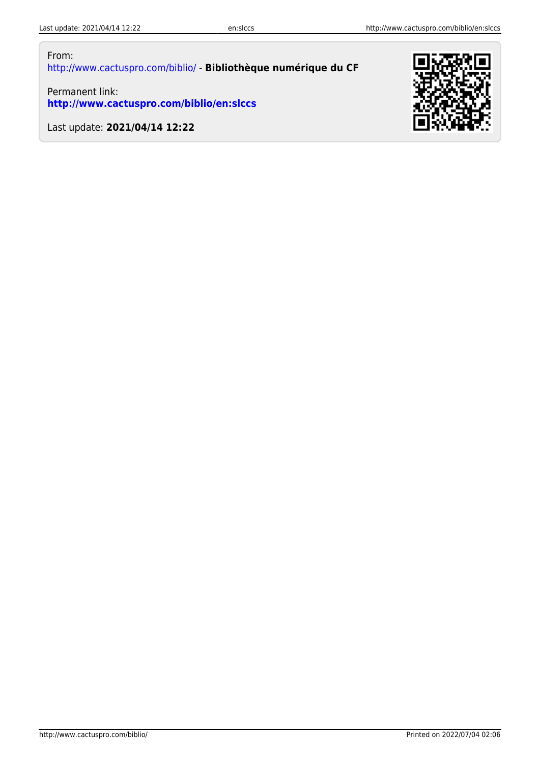From:
http://www.cactuspro.com/biblio/ - **Bibliothèque numérique du CF**

Permanent link:
**http://www.cactuspro.com/biblio/en:slccs**

Last update: **2021/04/14 12:22**